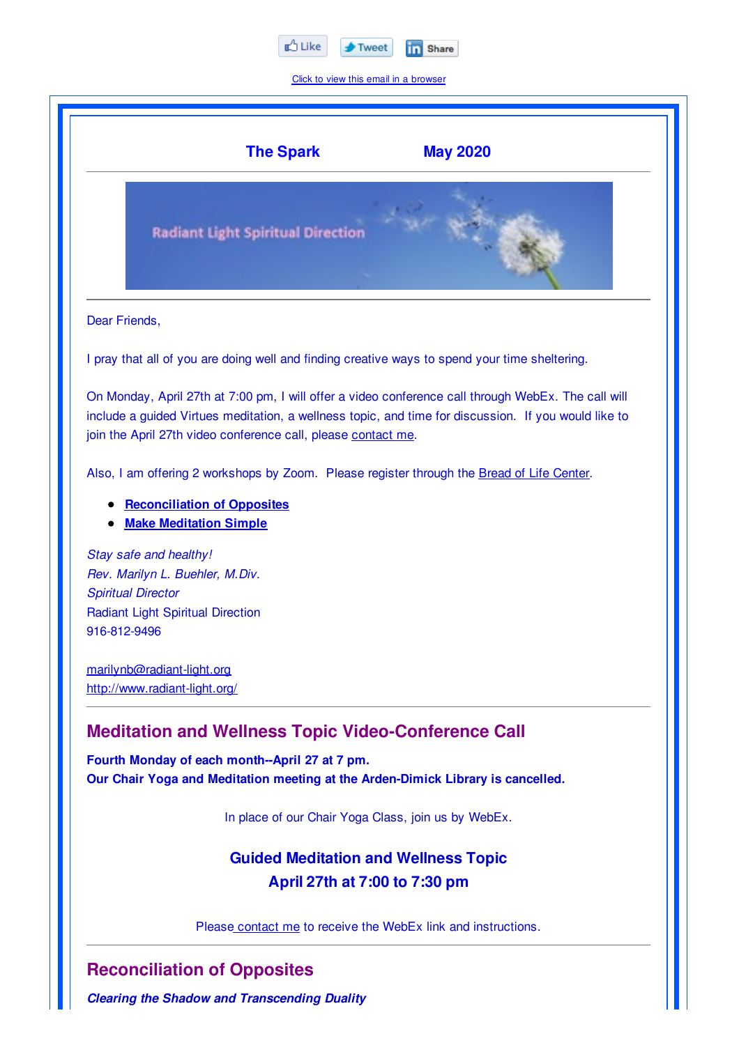Like Tweet Share

Click to view this email in a browser

**The Spark** **May 2020**

Radiant Light Spiritual Direction

Dear Friends,

I pray that all of you are doing well and finding creative ways to spend your time sheltering.

On Monday, April 27th at 7:00 pm, I will offer a video conference call through WebEx. The call will include a guided Virtues meditation, a wellness topic, and time for discussion. If you would like to join the April 27th video conference call, please contact me.

Also, I am offering 2 workshops by Zoom. Please register through the Bread of Life Center.

- **Reconciliation of Opposites**
- **Make Meditation Simple**

*Stay safe and healthy!*
*Rev. Marilyn L. Buehler, M.Div.*
*Spiritual Director*
Radiant Light Spiritual Direction
916-812-9496

marilynb@radiant-light.org
http://www.radiant-light.org/

## Meditation and Wellness Topic Video-Conference Call

**Fourth Monday of each month--April 27 at 7 pm.**
**Our Chair Yoga and Meditation meeting at the Arden-Dimick Library is cancelled.**

In place of our Chair Yoga Class, join us by WebEx.

**Guided Meditation and Wellness Topic**
**April 27th at 7:00 to 7:30 pm**

Please contact me to receive the WebEx link and instructions.

## Reconciliation of Opposites

***Clearing the Shadow and Transcending Duality***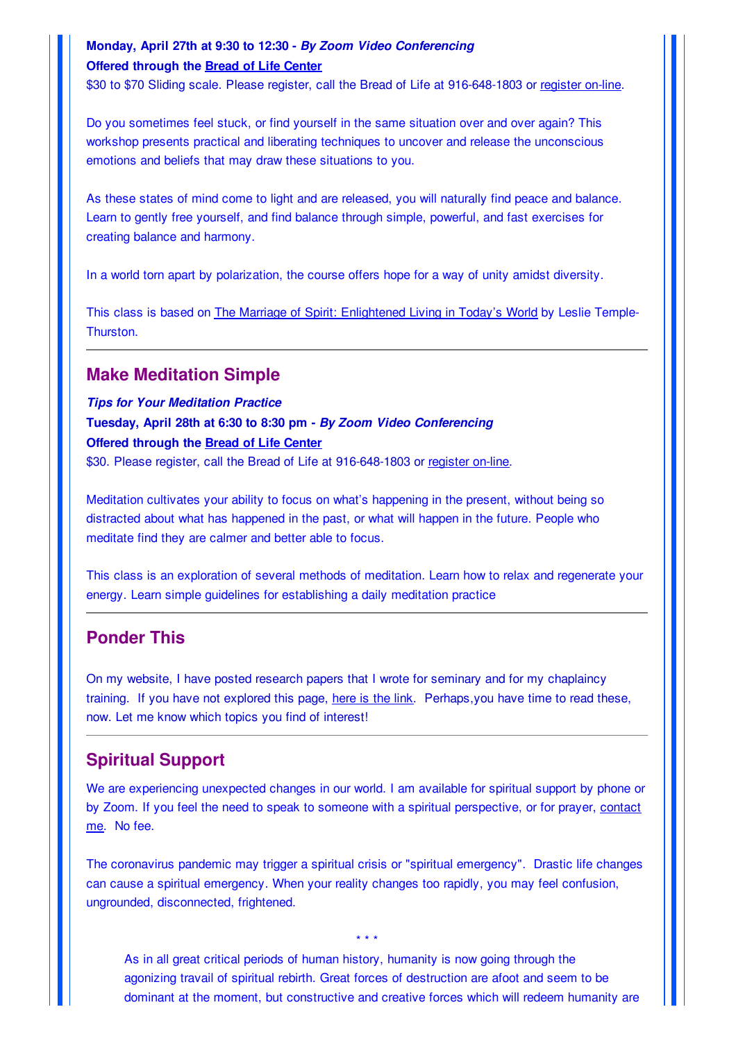**Monday, April 27th at 9:30 to 12:30 -** ***By Zoom Video Conferencing***
**Offered through the Bread of Life Center**
$30 to $70 Sliding scale. Please register, call the Bread of Life at 916-648-1803 or register on-line.

Do you sometimes feel stuck, or find yourself in the same situation over and over again? This workshop presents practical and liberating techniques to uncover and release the unconscious emotions and beliefs that may draw these situations to you.

As these states of mind come to light and are released, you will naturally find peace and balance. Learn to gently free yourself, and find balance through simple, powerful, and fast exercises for creating balance and harmony.

In a world torn apart by polarization, the course offers hope for a way of unity amidst diversity.

This class is based on The Marriage of Spirit: Enlightened Living in Today's World by Leslie Temple-Thurston.

---

## Make Meditation Simple

***Tips for Your Meditation Practice***
**Tuesday, April 28th at 6:30 to 8:30 pm -** ***By Zoom Video Conferencing***
**Offered through the Bread of Life Center**
$30. Please register, call the Bread of Life at 916-648-1803 or register on-line.

Meditation cultivates your ability to focus on what's happening in the present, without being so distracted about what has happened in the past, or what will happen in the future. People who meditate find they are calmer and better able to focus.

This class is an exploration of several methods of meditation. Learn how to relax and regenerate your energy. Learn simple guidelines for establishing a daily meditation practice

---

## Ponder This

On my website, I have posted research papers that I wrote for seminary and for my chaplaincy training. If you have not explored this page, here is the link. Perhaps,you have time to read these, now. Let me know which topics you find of interest!

---

## Spiritual Support

We are experiencing unexpected changes in our world. I am available for spiritual support by phone or by Zoom. If you feel the need to speak to someone with a spiritual perspective, or for prayer, contact me. No fee.

The coronavirus pandemic may trigger a spiritual crisis or "spiritual emergency". Drastic life changes can cause a spiritual emergency. When your reality changes too rapidly, you may feel confusion, ungrounded, disconnected, frightened.

\* \* \*

> As in all great critical periods of human history, humanity is now going through the agonizing travail of spiritual rebirth. Great forces of destruction are afoot and seem to be dominant at the moment, but constructive and creative forces which will redeem humanity are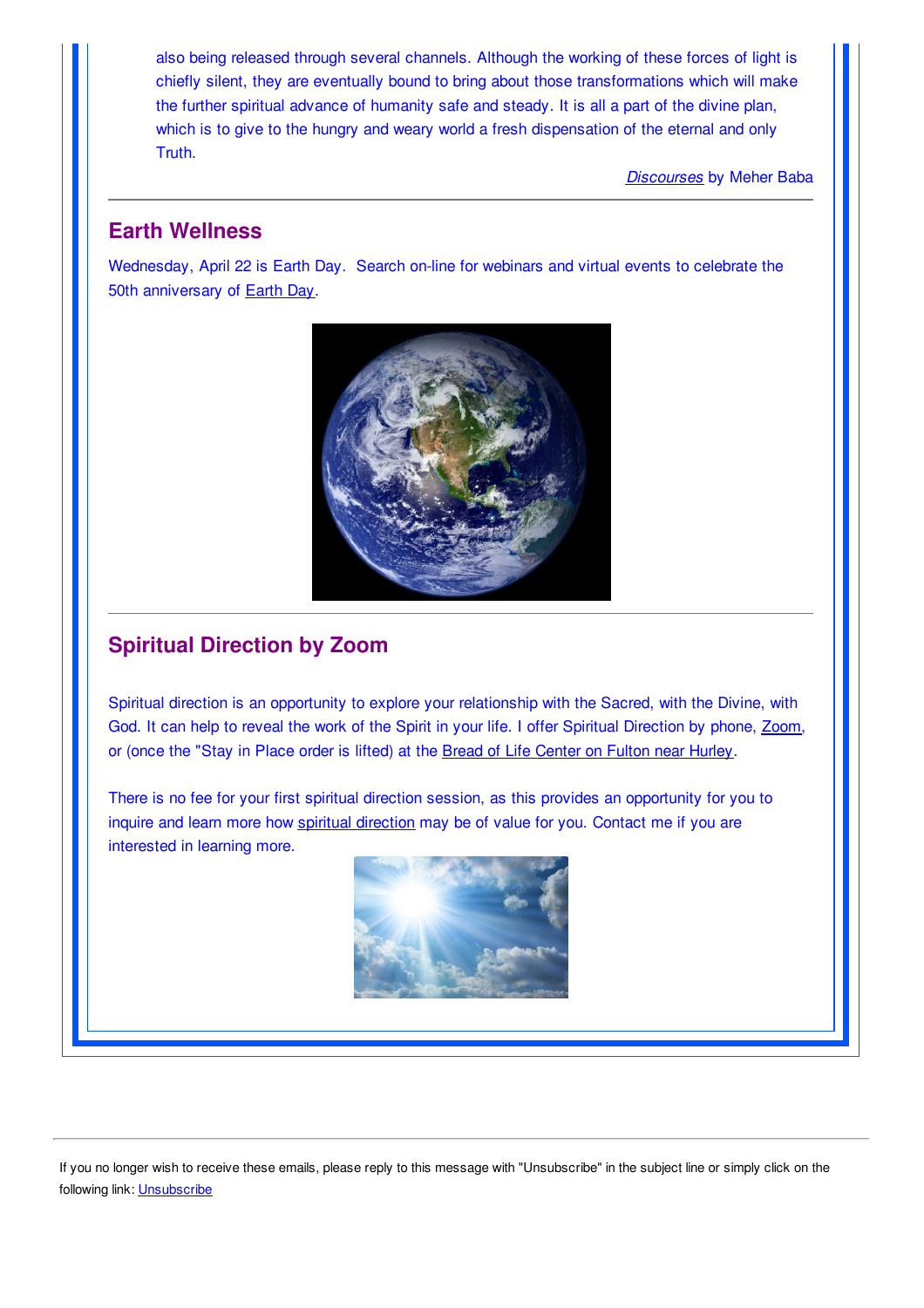also being released through several channels. Although the working of these forces of light is chiefly silent, they are eventually bound to bring about those transformations which will make the further spiritual advance of humanity safe and steady. It is all a part of the divine plan, which is to give to the hungry and weary world a fresh dispensation of the eternal and only Truth.

*Discourses* by Meher Baba

---

## Earth Wellness

Wednesday, April 22 is Earth Day. Search on-line for webinars and virtual events to celebrate the 50th anniversary of Earth Day.

---

## Spiritual Direction by Zoom

Spiritual direction is an opportunity to explore your relationship with the Sacred, with the Divine, with God. It can help to reveal the work of the Spirit in your life. I offer Spiritual Direction by phone, Zoom, or (once the "Stay in Place order is lifted) at the Bread of Life Center on Fulton near Hurley.

There is no fee for your first spiritual direction session, as this provides an opportunity for you to inquire and learn more how spiritual direction may be of value for you. Contact me if you are interested in learning more.

---

If you no longer wish to receive these emails, please reply to this message with "Unsubscribe" in the subject line or simply click on the following link: Unsubscribe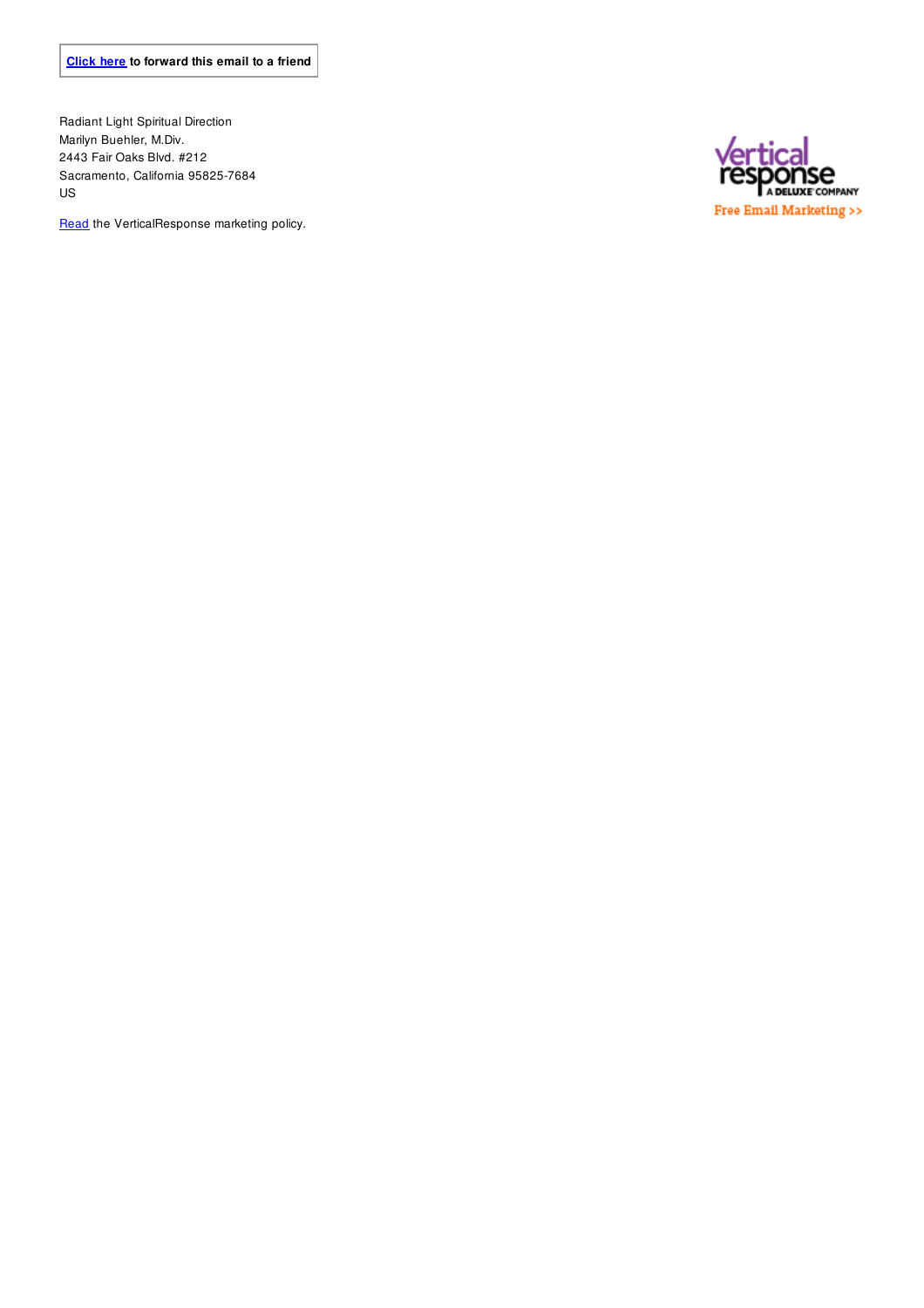**Click here to forward this email to a friend**

Radiant Light Spiritual Direction
Marilyn Buehler, M.Div.
2443 Fair Oaks Blvd. #212
Sacramento, California 95825-7684
US

Read the VerticalResponse marketing policy.

Vertical response A DELUXE COMPANY
Free Email Marketing >>